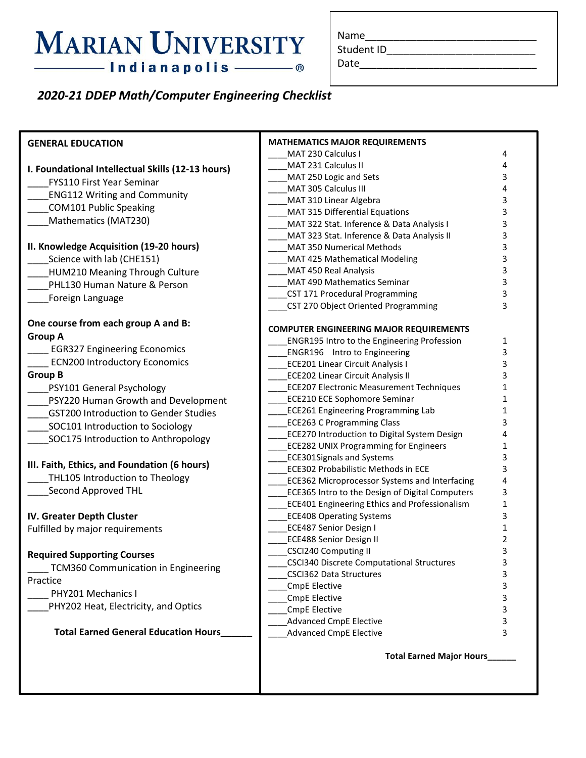# MARIAN UNIVERSITY
## Indianapolis

Name____________________________
Student ID________________________
Date______________________________

*2020-21 DDEP Math/Computer Engineering Checklist*

## GENERAL EDUCATION

**I. Foundational Intellectual Skills (12-13 hours)**

____FYS110 First Year Seminar
____ENG112 Writing and Community
____COM101 Public Speaking
____Mathematics (MAT230)

**II. Knowledge Acquisition (19-20 hours)**

____Science with lab (CHE151)
____HUM210 Meaning Through Culture
____PHL130 Human Nature & Person
____Foreign Language

**One course from each group A and B:**

**Group A**

____ EGR327 Engineering Economics
____ ECN200 Introductory Economics

**Group B**

____PSY101 General Psychology
____PSY220 Human Growth and Development
____GST200 Introduction to Gender Studies
____SOC101 Introduction to Sociology
____SOC175 Introduction to Anthropology

**III. Faith, Ethics, and Foundation (6 hours)**

____THL105 Introduction to Theology
____Second Approved THL

**IV. Greater Depth Cluster**

Fulfilled by major requirements

**Required Supporting Courses**

____ TCM360 Communication in Engineering Practice
____ PHY201 Mechanics I
____PHY202 Heat, Electricity, and Optics

**Total Earned General Education Hours______**

## MATHEMATICS MAJOR REQUIREMENTS

| Course | Hours |
|---|---|
| ____MAT 230 Calculus I | 4 |
| ____MAT 231 Calculus II | 4 |
| ____MAT 250 Logic and Sets | 3 |
| ____MAT 305 Calculus III | 4 |
| ____MAT 310 Linear Algebra | 3 |
| ____MAT 315 Differential Equations | 3 |
| ____MAT 322 Stat. Inference & Data Analysis I | 3 |
| ____MAT 323 Stat. Inference & Data Analysis II | 3 |
| ____MAT 350 Numerical Methods | 3 |
| ____MAT 425 Mathematical Modeling | 3 |
| ____MAT 450 Real Analysis | 3 |
| ____MAT 490 Mathematics Seminar | 3 |
| ____CST 171 Procedural Programming | 3 |
| ____CST 270 Object Oriented Programming | 3 |

## COMPUTER ENGINEERING MAJOR REQUIREMENTS

| Course | Hours |
|---|---|
| ____ENGR195 Intro to the Engineering Profession | 1 |
| ____ENGR196 Intro to Engineering | 3 |
| ____ECE201 Linear Circuit Analysis I | 3 |
| ____ECE202 Linear Circuit Analysis II | 3 |
| ____ECE207 Electronic Measurement Techniques | 1 |
| ____ECE210 ECE Sophomore Seminar | 1 |
| ____ECE261 Engineering Programming Lab | 1 |
| ____ECE263 C Programming Class | 3 |
| ____ECE270 Introduction to Digital System Design | 4 |
| ____ECE282 UNIX Programming for Engineers | 1 |
| ____ECE301Signals and Systems | 3 |
| ____ECE302 Probabilistic Methods in ECE | 3 |
| ____ECE362 Microprocessor Systems and Interfacing | 4 |
| ____ECE365 Intro to the Design of Digital Computers | 3 |
| ____ECE401 Engineering Ethics and Professionalism | 1 |
| ____ECE408 Operating Systems | 3 |
| ____ECE487 Senior Design I | 1 |
| ____ECE488 Senior Design II | 2 |
| ____CSCI240 Computing II | 3 |
| ____CSCI340 Discrete Computational Structures | 3 |
| ____CSCI362 Data Structures | 3 |
| ____CmpE Elective | 3 |
| ____CmpE Elective | 3 |
| ____CmpE Elective | 3 |
| ____Advanced CmpE Elective | 3 |
| ____Advanced CmpE Elective | 3 |

**Total Earned Major Hours______**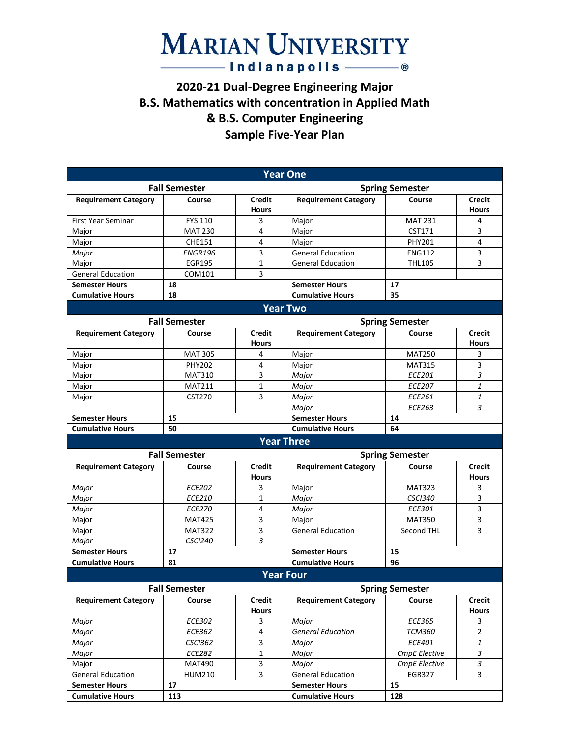# Marian University Indianapolis

## 2020-21 Dual-Degree Engineering Major
## B.S. Mathematics with concentration in Applied Math
## & B.S. Computer Engineering
## Sample Five-Year Plan

| **Year One** | | | | | |
|---|---|---|---|---|---|
| **Fall Semester** | | | **Spring Semester** | | |
| **Requirement Category** | **Course** | **Credit Hours** | **Requirement Category** | **Course** | **Credit Hours** |
| First Year Seminar | FYS 110 | 3 | Major | MAT 231 | 4 |
| Major | MAT 230 | 4 | Major | CST171 | 3 |
| Major | CHE151 | 4 | Major | PHY201 | 4 |
| *Major* | *ENGR196* | 3 | General Education | ENG112 | 3 |
| Major | EGR195 | 1 | General Education | THL105 | 3 |
| General Education | COM101 | 3 | | | |
| **Semester Hours** | **18** | | **Semester Hours** | **17** | |
| **Cumulative Hours** | **18** | | **Cumulative Hours** | **35** | |
| **Year Two** | | | | | |
| **Fall Semester** | | | **Spring Semester** | | |
| **Requirement Category** | **Course** | **Credit Hours** | **Requirement Category** | **Course** | **Credit Hours** |
| Major | MAT 305 | 4 | Major | MAT250 | 3 |
| Major | PHY202 | 4 | Major | MAT315 | 3 |
| Major | MAT310 | 3 | *Major* | *ECE201* | *3* |
| Major | MAT211 | 1 | *Major* | *ECE207* | *1* |
| Major | CST270 | 3 | *Major* | *ECE261* | *1* |
| | | | *Major* | *ECE263* | *3* |
| **Semester Hours** | **15** | | **Semester Hours** | **14** | |
| **Cumulative Hours** | **50** | | **Cumulative Hours** | **64** | |
| **Year Three** | | | | | |
| **Fall Semester** | | | **Spring Semester** | | |
| **Requirement Category** | **Course** | **Credit Hours** | **Requirement Category** | **Course** | **Credit Hours** |
| *Major* | *ECE202* | 3 | Major | MAT323 | 3 |
| *Major* | *ECE210* | 1 | *Major* | *CSCI340* | 3 |
| *Major* | *ECE270* | 4 | *Major* | *ECE301* | 3 |
| Major | MAT425 | 3 | Major | MAT350 | 3 |
| Major | MAT322 | 3 | General Education | Second THL | 3 |
| *Major* | *CSCI240* | *3* | | | |
| **Semester Hours** | **17** | | **Semester Hours** | **15** | |
| **Cumulative Hours** | **81** | | **Cumulative Hours** | **96** | |
| **Year Four** | | | | | |
| **Fall Semester** | | | **Spring Semester** | | |
| **Requirement Category** | **Course** | **Credit Hours** | **Requirement Category** | **Course** | **Credit Hours** |
| *Major* | *ECE302* | 3 | *Major* | *ECE365* | 3 |
| *Major* | *ECE362* | 4 | *General Education* | *TCM360* | 2 |
| *Major* | *CSCI362* | 3 | *Major* | *ECE401* | *1* |
| *Major* | *ECE282* | 1 | *Major* | *CmpE Elective* | *3* |
| Major | MAT490 | 3 | *Major* | *CmpE Elective* | *3* |
| General Education | HUM210 | 3 | General Education | EGR327 | 3 |
| **Semester Hours** | **17** | | **Semester Hours** | **15** | |
| **Cumulative Hours** | **113** | | **Cumulative Hours** | **128** | |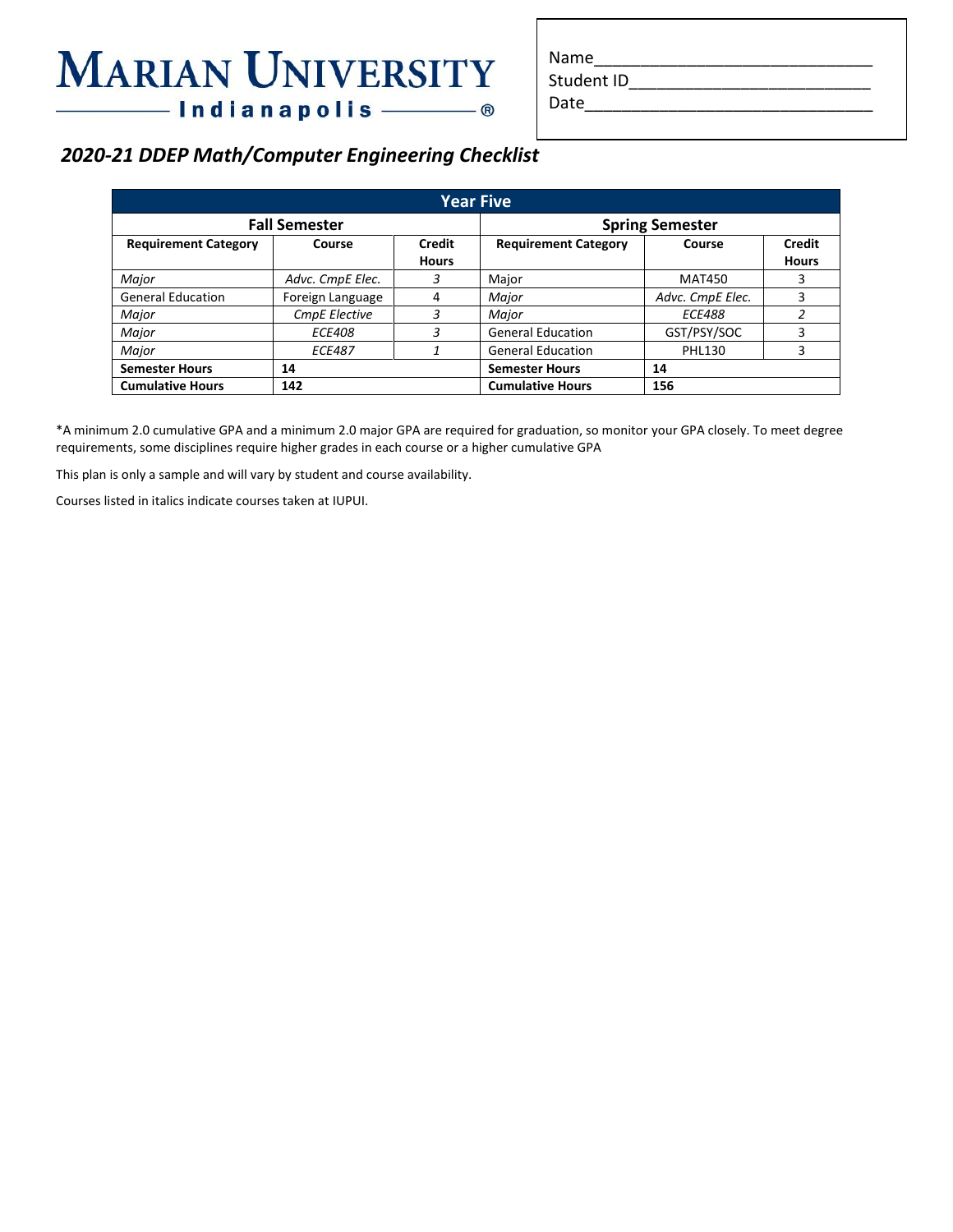# MARIAN UNIVERSITY

Indianapolis

Name\_\_\_\_\_\_\_\_\_\_\_\_\_\_\_\_\_\_\_\_\_\_\_\_\_\_\_\_
Student ID\_\_\_\_\_\_\_\_\_\_\_\_\_\_\_\_\_\_\_\_\_\_\_\_
Date\_\_\_\_\_\_\_\_\_\_\_\_\_\_\_\_\_\_\_\_\_\_\_\_\_\_\_\_\_\_

## *2020-21 DDEP Math/Computer Engineering Checklist*

| **Year Five** | | | | | |
|---|---|---|---|---|---|
| **Fall Semester** | | | **Spring Semester** | | |
| **Requirement Category** | **Course** | **Credit Hours** | **Requirement Category** | **Course** | **Credit Hours** |
| *Major* | *Advc. CmpE Elec.* | *3* | Major | MAT450 | 3 |
| General Education | Foreign Language | 4 | *Major* | *Advc. CmpE Elec.* | 3 |
| *Major* | *CmpE Elective* | *3* | *Major* | *ECE488* | *2* |
| *Major* | *ECE408* | *3* | General Education | GST/PSY/SOC | 3 |
| *Major* | *ECE487* | *1* | General Education | PHL130 | 3 |
| **Semester Hours** | **14** | | **Semester Hours** | **14** | |
| **Cumulative Hours** | **142** | | **Cumulative Hours** | **156** | |

*A minimum 2.0 cumulative GPA and a minimum 2.0 major GPA are required for graduation, so monitor your GPA closely. To meet degree requirements, some disciplines require higher grades in each course or a higher cumulative GPA

This plan is only a sample and will vary by student and course availability.

Courses listed in italics indicate courses taken at IUPUI.